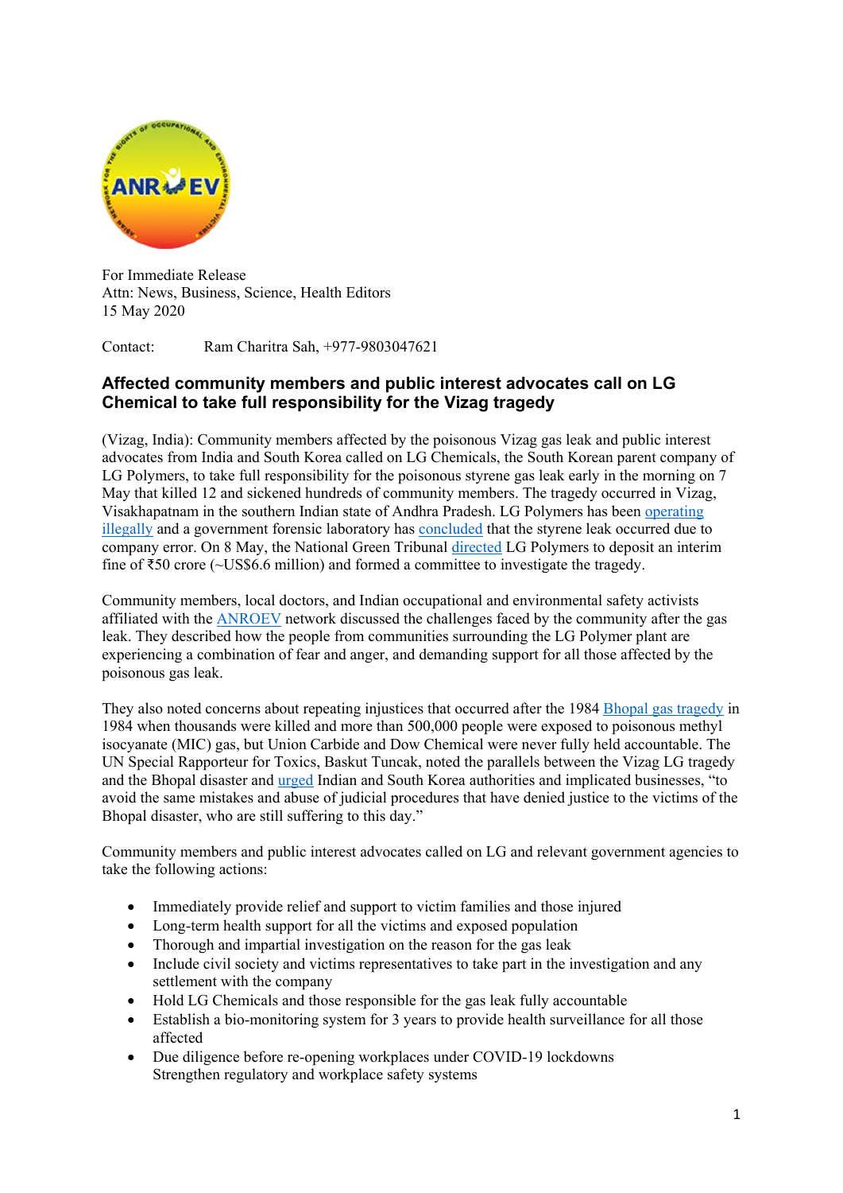For Immediate Release
Attn: News, Business, Science, Health Editors
15 May 2020

Contact: Ram Charitra Sah, +977-9803047621

## Affected community members and public interest advocates call on LG Chemical to take full responsibility for the Vizag tragedy

(Vizag, India): Community members affected by the poisonous Vizag gas leak and public interest advocates from India and South Korea called on LG Chemicals, the South Korean parent company of LG Polymers, to take full responsibility for the poisonous styrene gas leak early in the morning on 7 May that killed 12 and sickened hundreds of community members. The tragedy occurred in Vizag, Visakhapatnam in the southern Indian state of Andhra Pradesh. LG Polymers has been operating illegally and a government forensic laboratory has concluded that the styrene leak occurred due to company error. On 8 May, the National Green Tribunal directed LG Polymers to deposit an interim fine of ₹50 crore (~US$6.6 million) and formed a committee to investigate the tragedy.

Community members, local doctors, and Indian occupational and environmental safety activists affiliated with the ANROEV network discussed the challenges faced by the community after the gas leak. They described how the people from communities surrounding the LG Polymer plant are experiencing a combination of fear and anger, and demanding support for all those affected by the poisonous gas leak.

They also noted concerns about repeating injustices that occurred after the 1984 Bhopal gas tragedy in 1984 when thousands were killed and more than 500,000 people were exposed to poisonous methyl isocyanate (MIC) gas, but Union Carbide and Dow Chemical were never fully held accountable. The UN Special Rapporteur for Toxics, Baskut Tuncak, noted the parallels between the Vizag LG tragedy and the Bhopal disaster and urged Indian and South Korea authorities and implicated businesses, "to avoid the same mistakes and abuse of judicial procedures that have denied justice to the victims of the Bhopal disaster, who are still suffering to this day."

Community members and public interest advocates called on LG and relevant government agencies to take the following actions:

- Immediately provide relief and support to victim families and those injured
- Long-term health support for all the victims and exposed population
- Thorough and impartial investigation on the reason for the gas leak
- Include civil society and victims representatives to take part in the investigation and any settlement with the company
- Hold LG Chemicals and those responsible for the gas leak fully accountable
- Establish a bio-monitoring system for 3 years to provide health surveillance for all those affected
- Due diligence before re-opening workplaces under COVID-19 lockdowns
  Strengthen regulatory and workplace safety systems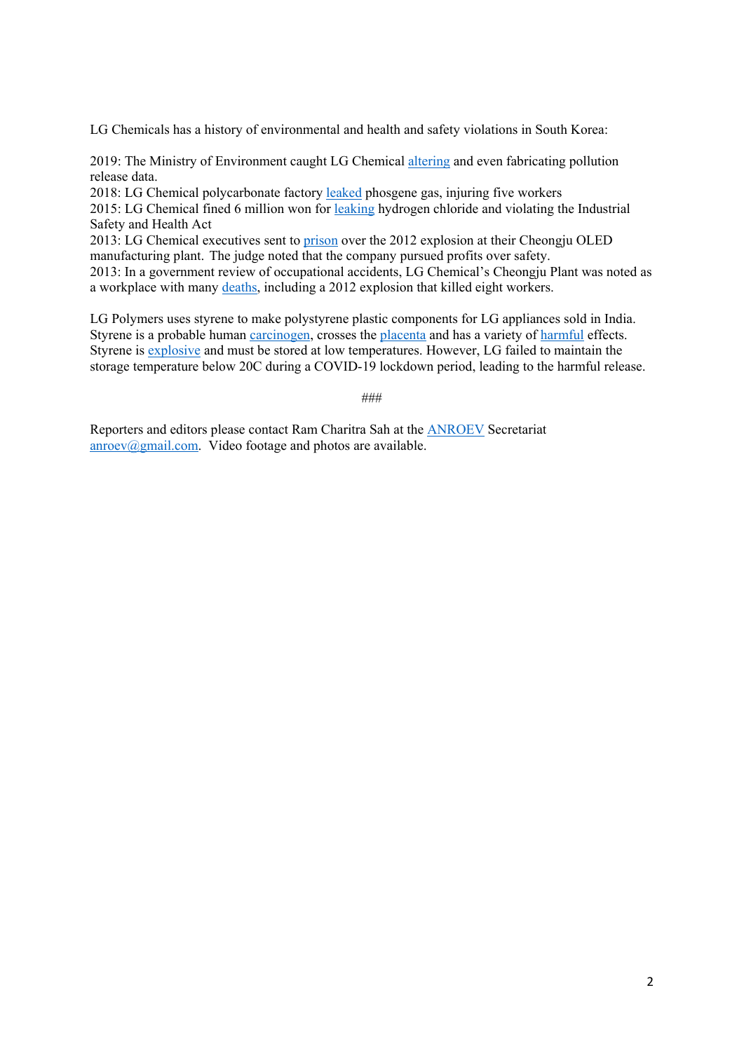LG Chemicals has a history of environmental and health and safety violations in South Korea:

2019: The Ministry of Environment caught LG Chemical altering and even fabricating pollution release data.
2018: LG Chemical polycarbonate factory leaked phosgene gas, injuring five workers
2015: LG Chemical fined 6 million won for leaking hydrogen chloride and violating the Industrial Safety and Health Act
2013: LG Chemical executives sent to prison over the 2012 explosion at their Cheongju OLED manufacturing plant. The judge noted that the company pursued profits over safety.
2013: In a government review of occupational accidents, LG Chemical's Cheongju Plant was noted as a workplace with many deaths, including a 2012 explosion that killed eight workers.

LG Polymers uses styrene to make polystyrene plastic components for LG appliances sold in India. Styrene is a probable human carcinogen, crosses the placenta and has a variety of harmful effects. Styrene is explosive and must be stored at low temperatures. However, LG failed to maintain the storage temperature below 20C during a COVID-19 lockdown period, leading to the harmful release.

###

Reporters and editors please contact Ram Charitra Sah at the ANROEV Secretariat anroev@gmail.com. Video footage and photos are available.